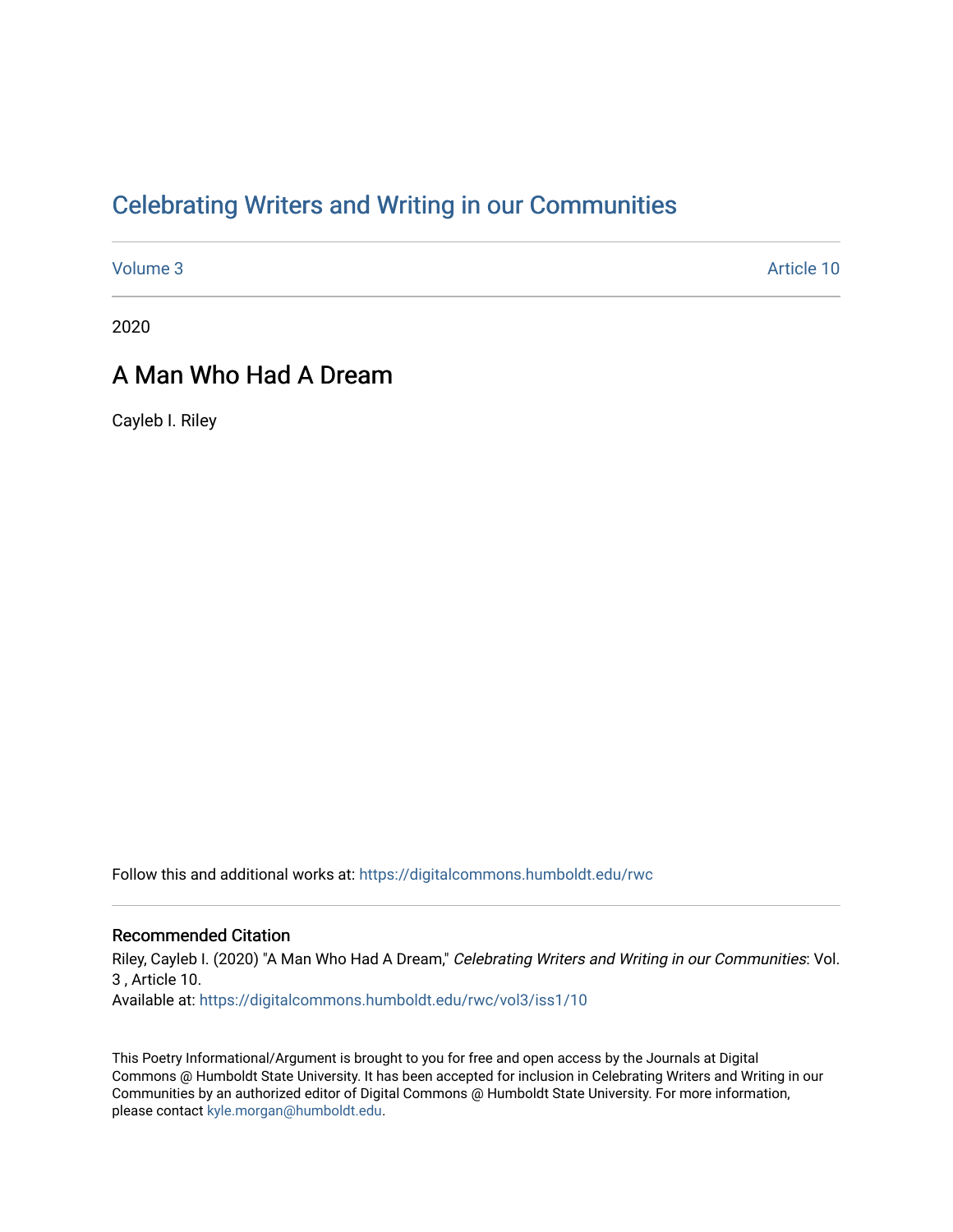# Celebrating Writers and Writing in our Communities

Volume 3 Article 10

2020

## A Man Who Had A Dream

Cayleb I. Riley

Follow this and additional works at: https://digitalcommons.humboldt.edu/rwc

### Recommended Citation

Riley, Cayleb I. (2020) "A Man Who Had A Dream," *Celebrating Writers and Writing in our Communities*: Vol. 3 , Article 10.
Available at: https://digitalcommons.humboldt.edu/rwc/vol3/iss1/10

This Poetry Informational/Argument is brought to you for free and open access by the Journals at Digital Commons @ Humboldt State University. It has been accepted for inclusion in Celebrating Writers and Writing in our Communities by an authorized editor of Digital Commons @ Humboldt State University. For more information, please contact kyle.morgan@humboldt.edu.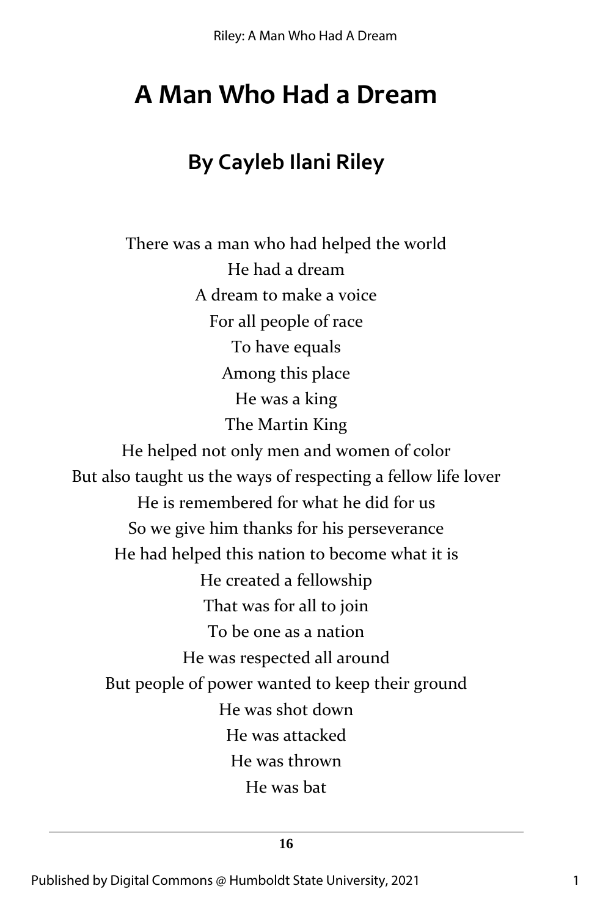# A Man Who Had a Dream

## By Cayleb Ilani Riley

There was a man who had helped the world
He had a dream
A dream to make a voice
For all people of race
To have equals
Among this place
He was a king
The Martin King
He helped not only men and women of color
But also taught us the ways of respecting a fellow life lover
He is remembered for what he did for us
So we give him thanks for his perseverance
He had helped this nation to become what it is
He created a fellowship
That was for all to join
To be one as a nation
He was respected all around
But people of power wanted to keep their ground
He was shot down
He was attacked
He was thrown
He was bat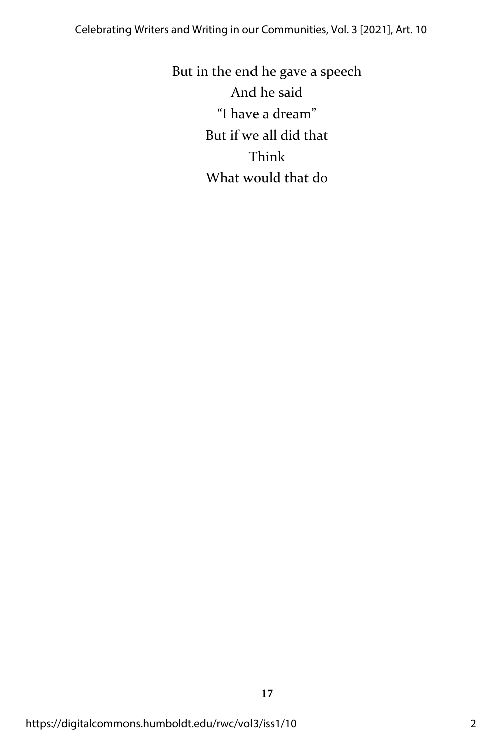But in the end he gave a speech  
And he said  
“I have a dream”  
But if we all did that  
Think  
What would that do